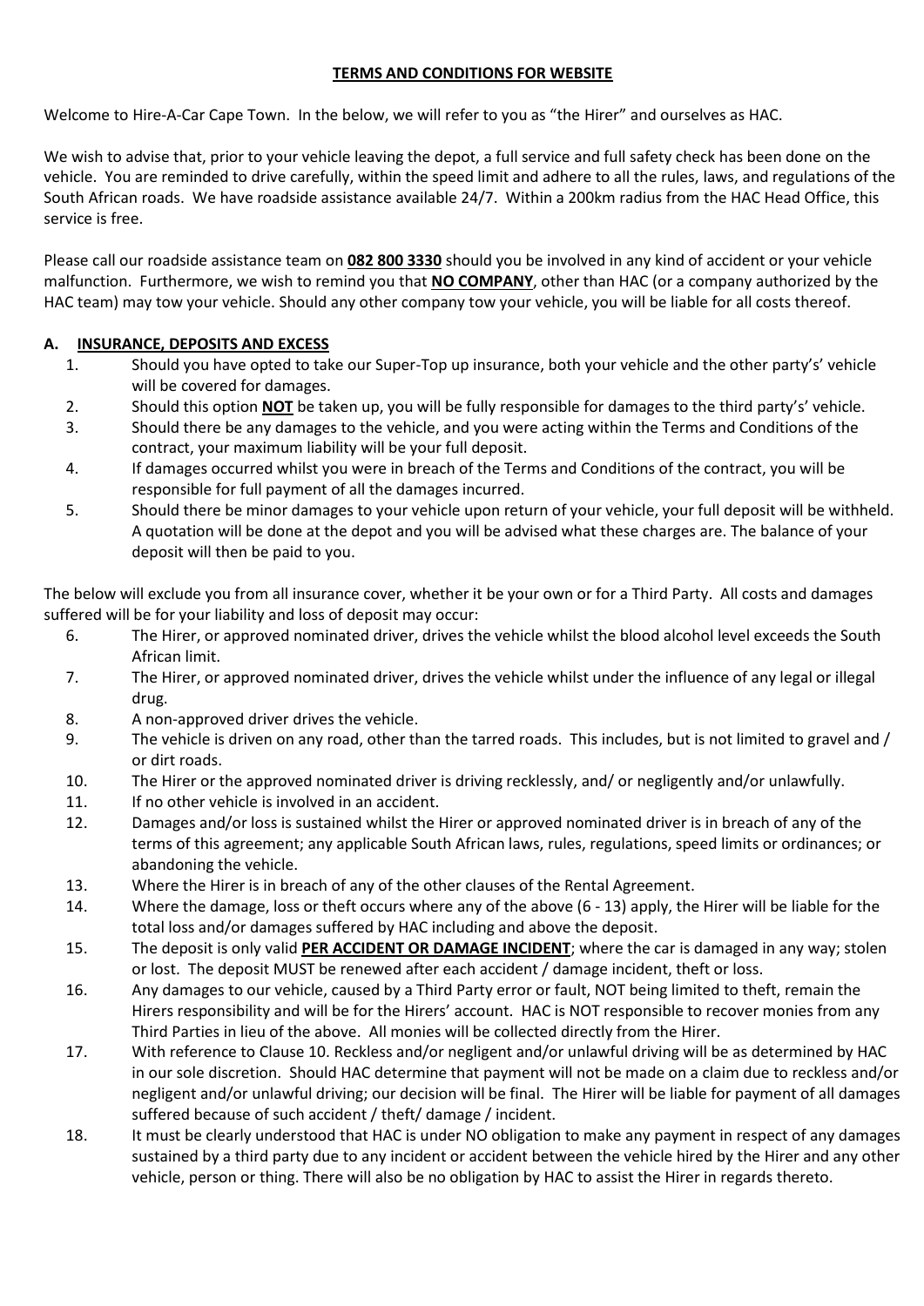**TERMS AND CONDITIONS FOR WEBSITE**

Welcome to Hire-A-Car Cape Town. In the below, we will refer to you as "the Hirer" and ourselves as HAC.

We wish to advise that, prior to your vehicle leaving the depot, a full service and full safety check has been done on the vehicle. You are reminded to drive carefully, within the speed limit and adhere to all the rules, laws, and regulations of the South African roads. We have roadside assistance available 24/7. Within a 200km radius from the HAC Head Office, this service is free.

Please call our roadside assistance team on **082 800 3330** should you be involved in any kind of accident or your vehicle malfunction. Furthermore, we wish to remind you that **NO COMPANY**, other than HAC (or a company authorized by the HAC team) may tow your vehicle. Should any other company tow your vehicle, you will be liable for all costs thereof.

## A. INSURANCE, DEPOSITS AND EXCESS

1. Should you have opted to take our Super-Top up insurance, both your vehicle and the other party's' vehicle will be covered for damages.
2. Should this option **NOT** be taken up, you will be fully responsible for damages to the third party's' vehicle.
3. Should there be any damages to the vehicle, and you were acting within the Terms and Conditions of the contract, your maximum liability will be your full deposit.
4. If damages occurred whilst you were in breach of the Terms and Conditions of the contract, you will be responsible for full payment of all the damages incurred.
5. Should there be minor damages to your vehicle upon return of your vehicle, your full deposit will be withheld. A quotation will be done at the depot and you will be advised what these charges are. The balance of your deposit will then be paid to you.

The below will exclude you from all insurance cover, whether it be your own or for a Third Party. All costs and damages suffered will be for your liability and loss of deposit may occur:

6. The Hirer, or approved nominated driver, drives the vehicle whilst the blood alcohol level exceeds the South African limit.
7. The Hirer, or approved nominated driver, drives the vehicle whilst under the influence of any legal or illegal drug.
8. A non-approved driver drives the vehicle.
9. The vehicle is driven on any road, other than the tarred roads. This includes, but is not limited to gravel and / or dirt roads.
10. The Hirer or the approved nominated driver is driving recklessly, and/ or negligently and/or unlawfully.
11. If no other vehicle is involved in an accident.
12. Damages and/or loss is sustained whilst the Hirer or approved nominated driver is in breach of any of the terms of this agreement; any applicable South African laws, rules, regulations, speed limits or ordinances; or abandoning the vehicle.
13. Where the Hirer is in breach of any of the other clauses of the Rental Agreement.
14. Where the damage, loss or theft occurs where any of the above (6 - 13) apply, the Hirer will be liable for the total loss and/or damages suffered by HAC including and above the deposit.
15. The deposit is only valid **PER ACCIDENT OR DAMAGE INCIDENT**; where the car is damaged in any way; stolen or lost. The deposit MUST be renewed after each accident / damage incident, theft or loss.
16. Any damages to our vehicle, caused by a Third Party error or fault, NOT being limited to theft, remain the Hirers responsibility and will be for the Hirers' account. HAC is NOT responsible to recover monies from any Third Parties in lieu of the above. All monies will be collected directly from the Hirer.
17. With reference to Clause 10. Reckless and/or negligent and/or unlawful driving will be as determined by HAC in our sole discretion. Should HAC determine that payment will not be made on a claim due to reckless and/or negligent and/or unlawful driving; our decision will be final. The Hirer will be liable for payment of all damages suffered because of such accident / theft/ damage / incident.
18. It must be clearly understood that HAC is under NO obligation to make any payment in respect of any damages sustained by a third party due to any incident or accident between the vehicle hired by the Hirer and any other vehicle, person or thing. There will also be no obligation by HAC to assist the Hirer in regards thereto.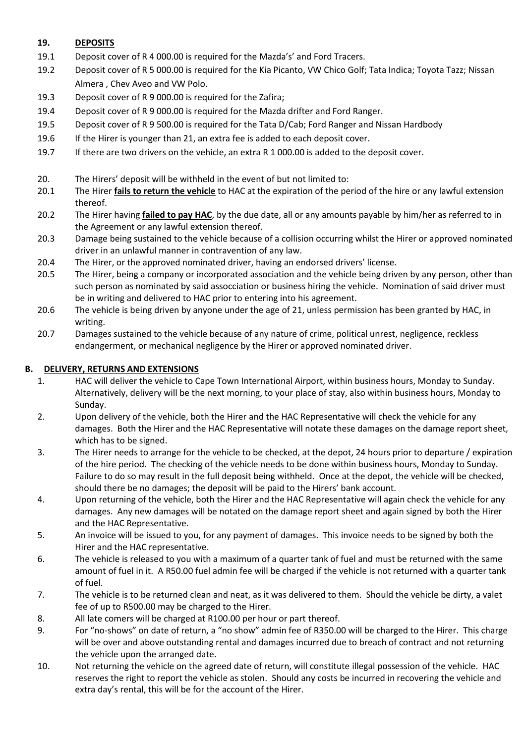## 19. DEPOSITS

19.1 Deposit cover of R 4 000.00 is required for the Mazda's' and Ford Tracers.

19.2 Deposit cover of R 5 000.00 is required for the Kia Picanto, VW Chico Golf; Tata Indica; Toyota Tazz; Nissan Almera , Chev Aveo and VW Polo.

19.3 Deposit cover of R 9 000.00 is required for the Zafira;

19.4 Deposit cover of R 9 000.00 is required for the Mazda drifter and Ford Ranger.

19.5 Deposit cover of R 9 500.00 is required for the Tata D/Cab; Ford Ranger and Nissan Hardbody

19.6 If the Hirer is younger than 21, an extra fee is added to each deposit cover.

19.7 If there are two drivers on the vehicle, an extra R 1 000.00 is added to the deposit cover.

20. The Hirers' deposit will be withheld in the event of but not limited to:

20.1 The Hirer **fails to return the vehicle** to HAC at the expiration of the period of the hire or any lawful extension thereof.

20.2 The Hirer having **failed to pay HAC**, by the due date, all or any amounts payable by him/her as referred to in the Agreement or any lawful extension thereof.

20.3 Damage being sustained to the vehicle because of a collision occurring whilst the Hirer or approved nominated driver in an unlawful manner in contravention of any law.

20.4 The Hirer, or the approved nominated driver, having an endorsed drivers' license.

20.5 The Hirer, being a company or incorporated association and the vehicle being driven by any person, other than such person as nominated by said assocciation or business hiring the vehicle. Nomination of said driver must be in writing and delivered to HAC prior to entering into his agreement.

20.6 The vehicle is being driven by anyone under the age of 21, unless permission has been granted by HAC, in writing.

20.7 Damages sustained to the vehicle because of any nature of crime, political unrest, negligence, reckless endangerment, or mechanical negligence by the Hirer or approved nominated driver.

## B. DELIVERY, RETURNS AND EXTENSIONS

1. HAC will deliver the vehicle to Cape Town International Airport, within business hours, Monday to Sunday. Alternatively, delivery will be the next morning, to your place of stay, also within business hours, Monday to Sunday.
2. Upon delivery of the vehicle, both the Hirer and the HAC Representative will check the vehicle for any damages. Both the Hirer and the HAC Representative will notate these damages on the damage report sheet, which has to be signed.
3. The Hirer needs to arrange for the vehicle to be checked, at the depot, 24 hours prior to departure / expiration of the hire period. The checking of the vehicle needs to be done within business hours, Monday to Sunday. Failure to do so may result in the full deposit being withheld. Once at the depot, the vehicle will be checked, should there be no damages; the deposit will be paid to the Hirers' bank account.
4. Upon returning of the vehicle, both the Hirer and the HAC Representative will again check the vehicle for any damages. Any new damages will be notated on the damage report sheet and again signed by both the Hirer and the HAC Representative.
5. An invoice will be issued to you, for any payment of damages. This invoice needs to be signed by both the Hirer and the HAC representative.
6. The vehicle is released to you with a maximum of a quarter tank of fuel and must be returned with the same amount of fuel in it. A R50.00 fuel admin fee will be charged if the vehicle is not returned with a quarter tank of fuel.
7. The vehicle is to be returned clean and neat, as it was delivered to them. Should the vehicle be dirty, a valet fee of up to R500.00 may be charged to the Hirer.
8. All late comers will be charged at R100.00 per hour or part thereof.
9. For "no-shows" on date of return, a "no show" admin fee of R350.00 will be charged to the Hirer. This charge will be over and above outstanding rental and damages incurred due to breach of contract and not returning the vehicle upon the arranged date.
10. Not returning the vehicle on the agreed date of return, will constitute illegal possession of the vehicle. HAC reserves the right to report the vehicle as stolen. Should any costs be incurred in recovering the vehicle and extra day's rental, this will be for the account of the Hirer.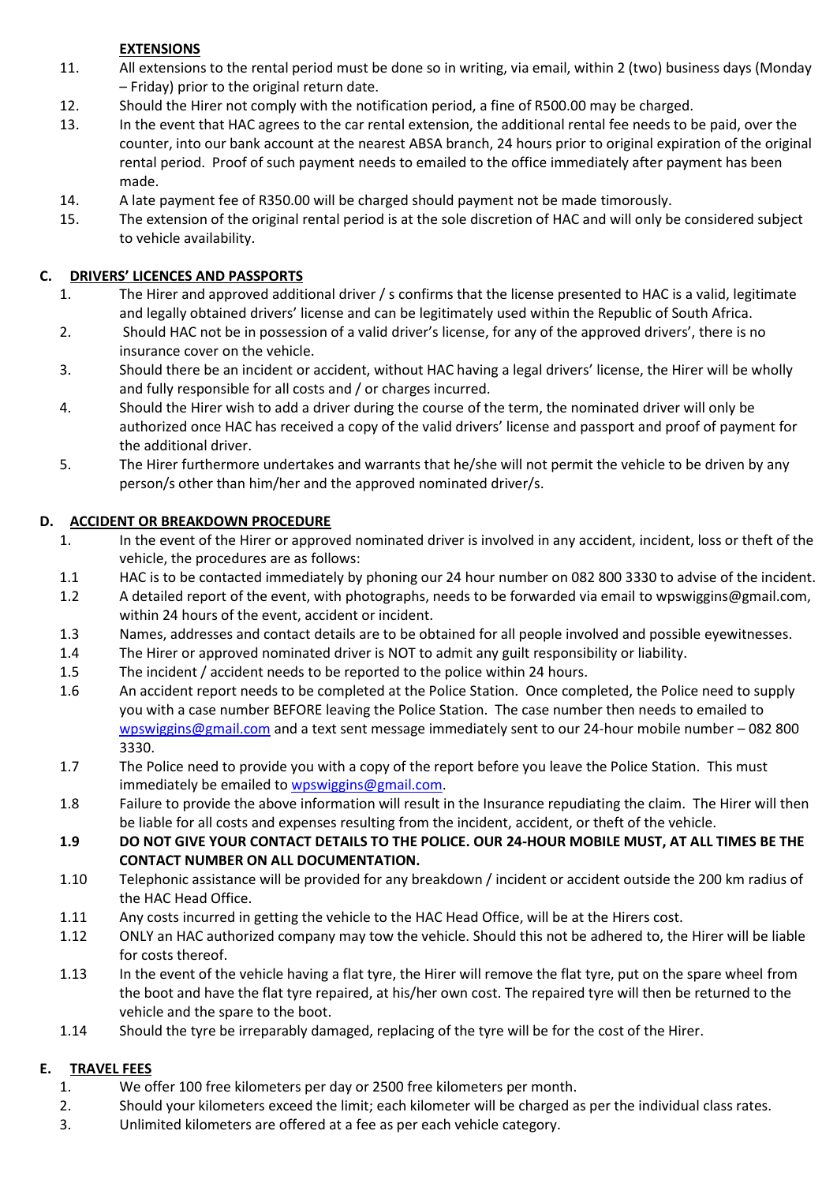**EXTENSIONS**

11. All extensions to the rental period must be done so in writing, via email, within 2 (two) business days (Monday – Friday) prior to the original return date.
12. Should the Hirer not comply with the notification period, a fine of R500.00 may be charged.
13. In the event that HAC agrees to the car rental extension, the additional rental fee needs to be paid, over the counter, into our bank account at the nearest ABSA branch, 24 hours prior to original expiration of the original rental period. Proof of such payment needs to emailed to the office immediately after payment has been made.
14. A late payment fee of R350.00 will be charged should payment not be made timorously.
15. The extension of the original rental period is at the sole discretion of HAC and will only be considered subject to vehicle availability.

## C. DRIVERS' LICENCES AND PASSPORTS

1. The Hirer and approved additional driver / s confirms that the license presented to HAC is a valid, legitimate and legally obtained drivers' license and can be legitimately used within the Republic of South Africa.
2. Should HAC not be in possession of a valid driver's license, for any of the approved drivers', there is no insurance cover on the vehicle.
3. Should there be an incident or accident, without HAC having a legal drivers' license, the Hirer will be wholly and fully responsible for all costs and / or charges incurred.
4. Should the Hirer wish to add a driver during the course of the term, the nominated driver will only be authorized once HAC has received a copy of the valid drivers' license and passport and proof of payment for the additional driver.
5. The Hirer furthermore undertakes and warrants that he/she will not permit the vehicle to be driven by any person/s other than him/her and the approved nominated driver/s.

## D. ACCIDENT OR BREAKDOWN PROCEDURE

1. In the event of the Hirer or approved nominated driver is involved in any accident, incident, loss or theft of the vehicle, the procedures are as follows:

1.1 HAC is to be contacted immediately by phoning our 24 hour number on 082 800 3330 to advise of the incident.

1.2 A detailed report of the event, with photographs, needs to be forwarded via email to wpswiggins@gmail.com, within 24 hours of the event, accident or incident.

1.3 Names, addresses and contact details are to be obtained for all people involved and possible eyewitnesses.

1.4 The Hirer or approved nominated driver is NOT to admit any guilt responsibility or liability.

1.5 The incident / accident needs to be reported to the police within 24 hours.

1.6 An accident report needs to be completed at the Police Station. Once completed, the Police need to supply you with a case number BEFORE leaving the Police Station. The case number then needs to emailed to wpswiggins@gmail.com and a text sent message immediately sent to our 24-hour mobile number – 082 800 3330.

1.7 The Police need to provide you with a copy of the report before you leave the Police Station. This must immediately be emailed to wpswiggins@gmail.com.

1.8 Failure to provide the above information will result in the Insurance repudiating the claim. The Hirer will then be liable for all costs and expenses resulting from the incident, accident, or theft of the vehicle.

**1.9 DO NOT GIVE YOUR CONTACT DETAILS TO THE POLICE. OUR 24-HOUR MOBILE MUST, AT ALL TIMES BE THE CONTACT NUMBER ON ALL DOCUMENTATION.**

1.10 Telephonic assistance will be provided for any breakdown / incident or accident outside the 200 km radius of the HAC Head Office.

1.11 Any costs incurred in getting the vehicle to the HAC Head Office, will be at the Hirers cost.

1.12 ONLY an HAC authorized company may tow the vehicle. Should this not be adhered to, the Hirer will be liable for costs thereof.

1.13 In the event of the vehicle having a flat tyre, the Hirer will remove the flat tyre, put on the spare wheel from the boot and have the flat tyre repaired, at his/her own cost. The repaired tyre will then be returned to the vehicle and the spare to the boot.

1.14 Should the tyre be irreparably damaged, replacing of the tyre will be for the cost of the Hirer.

## E. TRAVEL FEES

1. We offer 100 free kilometers per day or 2500 free kilometers per month.
2. Should your kilometers exceed the limit; each kilometer will be charged as per the individual class rates.
3. Unlimited kilometers are offered at a fee as per each vehicle category.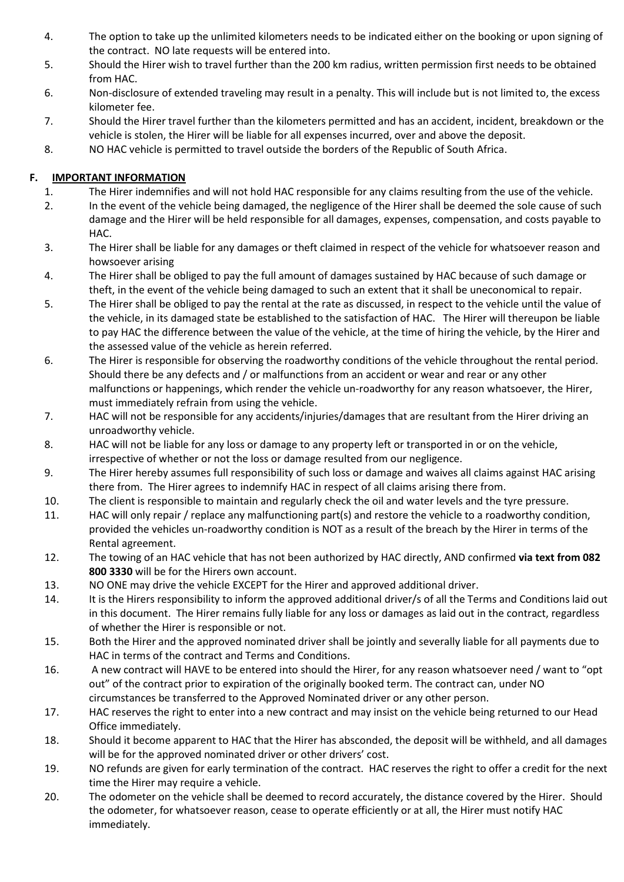4. The option to take up the unlimited kilometers needs to be indicated either on the booking or upon signing of the contract. NO late requests will be entered into.
5. Should the Hirer wish to travel further than the 200 km radius, written permission first needs to be obtained from HAC.
6. Non-disclosure of extended traveling may result in a penalty. This will include but is not limited to, the excess kilometer fee.
7. Should the Hirer travel further than the kilometers permitted and has an accident, incident, breakdown or the vehicle is stolen, the Hirer will be liable for all expenses incurred, over and above the deposit.
8. NO HAC vehicle is permitted to travel outside the borders of the Republic of South Africa.

## F. IMPORTANT INFORMATION

1. The Hirer indemnifies and will not hold HAC responsible for any claims resulting from the use of the vehicle.
2. In the event of the vehicle being damaged, the negligence of the Hirer shall be deemed the sole cause of such damage and the Hirer will be held responsible for all damages, expenses, compensation, and costs payable to HAC.
3. The Hirer shall be liable for any damages or theft claimed in respect of the vehicle for whatsoever reason and howsoever arising
4. The Hirer shall be obliged to pay the full amount of damages sustained by HAC because of such damage or theft, in the event of the vehicle being damaged to such an extent that it shall be uneconomical to repair.
5. The Hirer shall be obliged to pay the rental at the rate as discussed, in respect to the vehicle until the value of the vehicle, in its damaged state be established to the satisfaction of HAC. The Hirer will thereupon be liable to pay HAC the difference between the value of the vehicle, at the time of hiring the vehicle, by the Hirer and the assessed value of the vehicle as herein referred.
6. The Hirer is responsible for observing the roadworthy conditions of the vehicle throughout the rental period. Should there be any defects and / or malfunctions from an accident or wear and rear or any other malfunctions or happenings, which render the vehicle un-roadworthy for any reason whatsoever, the Hirer, must immediately refrain from using the vehicle.
7. HAC will not be responsible for any accidents/injuries/damages that are resultant from the Hirer driving an unroadworthy vehicle.
8. HAC will not be liable for any loss or damage to any property left or transported in or on the vehicle, irrespective of whether or not the loss or damage resulted from our negligence.
9. The Hirer hereby assumes full responsibility of such loss or damage and waives all claims against HAC arising there from. The Hirer agrees to indemnify HAC in respect of all claims arising there from.
10. The client is responsible to maintain and regularly check the oil and water levels and the tyre pressure.
11. HAC will only repair / replace any malfunctioning part(s) and restore the vehicle to a roadworthy condition, provided the vehicles un-roadworthy condition is NOT as a result of the breach by the Hirer in terms of the Rental agreement.
12. The towing of an HAC vehicle that has not been authorized by HAC directly, AND confirmed **via text from 082 800 3330** will be for the Hirers own account.
13. NO ONE may drive the vehicle EXCEPT for the Hirer and approved additional driver.
14. It is the Hirers responsibility to inform the approved additional driver/s of all the Terms and Conditions laid out in this document. The Hirer remains fully liable for any loss or damages as laid out in the contract, regardless of whether the Hirer is responsible or not.
15. Both the Hirer and the approved nominated driver shall be jointly and severally liable for all payments due to HAC in terms of the contract and Terms and Conditions.
16. A new contract will HAVE to be entered into should the Hirer, for any reason whatsoever need / want to "opt out" of the contract prior to expiration of the originally booked term. The contract can, under NO circumstances be transferred to the Approved Nominated driver or any other person.
17. HAC reserves the right to enter into a new contract and may insist on the vehicle being returned to our Head Office immediately.
18. Should it become apparent to HAC that the Hirer has absconded, the deposit will be withheld, and all damages will be for the approved nominated driver or other drivers' cost.
19. NO refunds are given for early termination of the contract. HAC reserves the right to offer a credit for the next time the Hirer may require a vehicle.
20. The odometer on the vehicle shall be deemed to record accurately, the distance covered by the Hirer. Should the odometer, for whatsoever reason, cease to operate efficiently or at all, the Hirer must notify HAC immediately.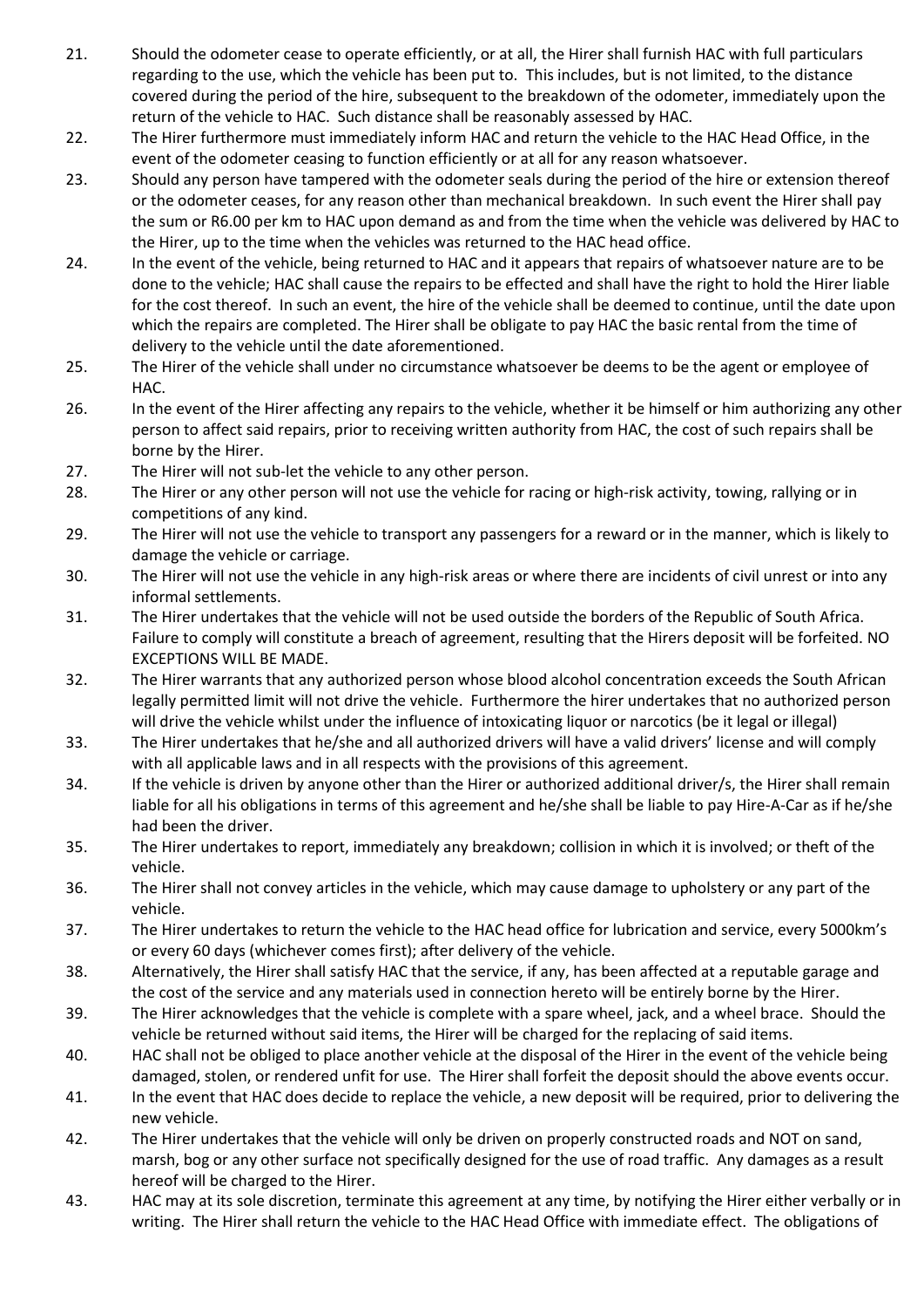21. Should the odometer cease to operate efficiently, or at all, the Hirer shall furnish HAC with full particulars regarding to the use, which the vehicle has been put to. This includes, but is not limited, to the distance covered during the period of the hire, subsequent to the breakdown of the odometer, immediately upon the return of the vehicle to HAC. Such distance shall be reasonably assessed by HAC.
22. The Hirer furthermore must immediately inform HAC and return the vehicle to the HAC Head Office, in the event of the odometer ceasing to function efficiently or at all for any reason whatsoever.
23. Should any person have tampered with the odometer seals during the period of the hire or extension thereof or the odometer ceases, for any reason other than mechanical breakdown. In such event the Hirer shall pay the sum or R6.00 per km to HAC upon demand as and from the time when the vehicle was delivered by HAC to the Hirer, up to the time when the vehicles was returned to the HAC head office.
24. In the event of the vehicle, being returned to HAC and it appears that repairs of whatsoever nature are to be done to the vehicle; HAC shall cause the repairs to be effected and shall have the right to hold the Hirer liable for the cost thereof. In such an event, the hire of the vehicle shall be deemed to continue, until the date upon which the repairs are completed. The Hirer shall be obligate to pay HAC the basic rental from the time of delivery to the vehicle until the date aforementioned.
25. The Hirer of the vehicle shall under no circumstance whatsoever be deems to be the agent or employee of HAC.
26. In the event of the Hirer affecting any repairs to the vehicle, whether it be himself or him authorizing any other person to affect said repairs, prior to receiving written authority from HAC, the cost of such repairs shall be borne by the Hirer.
27. The Hirer will not sub-let the vehicle to any other person.
28. The Hirer or any other person will not use the vehicle for racing or high-risk activity, towing, rallying or in competitions of any kind.
29. The Hirer will not use the vehicle to transport any passengers for a reward or in the manner, which is likely to damage the vehicle or carriage.
30. The Hirer will not use the vehicle in any high-risk areas or where there are incidents of civil unrest or into any informal settlements.
31. The Hirer undertakes that the vehicle will not be used outside the borders of the Republic of South Africa. Failure to comply will constitute a breach of agreement, resulting that the Hirers deposit will be forfeited. NO EXCEPTIONS WILL BE MADE.
32. The Hirer warrants that any authorized person whose blood alcohol concentration exceeds the South African legally permitted limit will not drive the vehicle. Furthermore the hirer undertakes that no authorized person will drive the vehicle whilst under the influence of intoxicating liquor or narcotics (be it legal or illegal)
33. The Hirer undertakes that he/she and all authorized drivers will have a valid drivers' license and will comply with all applicable laws and in all respects with the provisions of this agreement.
34. If the vehicle is driven by anyone other than the Hirer or authorized additional driver/s, the Hirer shall remain liable for all his obligations in terms of this agreement and he/she shall be liable to pay Hire-A-Car as if he/she had been the driver.
35. The Hirer undertakes to report, immediately any breakdown; collision in which it is involved; or theft of the vehicle.
36. The Hirer shall not convey articles in the vehicle, which may cause damage to upholstery or any part of the vehicle.
37. The Hirer undertakes to return the vehicle to the HAC head office for lubrication and service, every 5000km's or every 60 days (whichever comes first); after delivery of the vehicle.
38. Alternatively, the Hirer shall satisfy HAC that the service, if any, has been affected at a reputable garage and the cost of the service and any materials used in connection hereto will be entirely borne by the Hirer.
39. The Hirer acknowledges that the vehicle is complete with a spare wheel, jack, and a wheel brace. Should the vehicle be returned without said items, the Hirer will be charged for the replacing of said items.
40. HAC shall not be obliged to place another vehicle at the disposal of the Hirer in the event of the vehicle being damaged, stolen, or rendered unfit for use. The Hirer shall forfeit the deposit should the above events occur.
41. In the event that HAC does decide to replace the vehicle, a new deposit will be required, prior to delivering the new vehicle.
42. The Hirer undertakes that the vehicle will only be driven on properly constructed roads and NOT on sand, marsh, bog or any other surface not specifically designed for the use of road traffic. Any damages as a result hereof will be charged to the Hirer.
43. HAC may at its sole discretion, terminate this agreement at any time, by notifying the Hirer either verbally or in writing. The Hirer shall return the vehicle to the HAC Head Office with immediate effect. The obligations of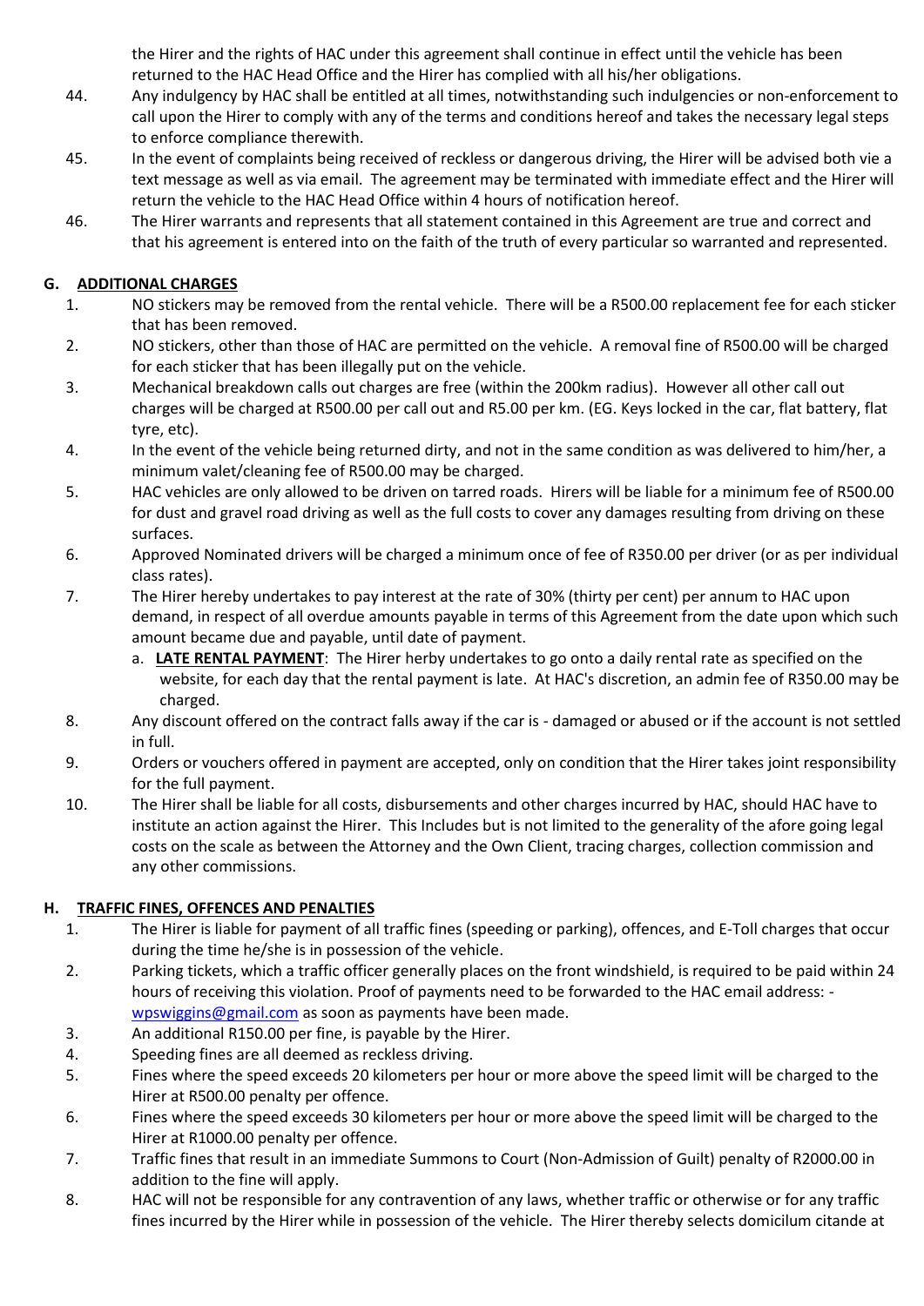the Hirer and the rights of HAC under this agreement shall continue in effect until the vehicle has been returned to the HAC Head Office and the Hirer has complied with all his/her obligations.

44. Any indulgency by HAC shall be entitled at all times, notwithstanding such indulgencies or non-enforcement to call upon the Hirer to comply with any of the terms and conditions hereof and takes the necessary legal steps to enforce compliance therewith.
45. In the event of complaints being received of reckless or dangerous driving, the Hirer will be advised both vie a text message as well as via email. The agreement may be terminated with immediate effect and the Hirer will return the vehicle to the HAC Head Office within 4 hours of notification hereof.
46. The Hirer warrants and represents that all statement contained in this Agreement are true and correct and that his agreement is entered into on the faith of the truth of every particular so warranted and represented.

## G. ADDITIONAL CHARGES

1. NO stickers may be removed from the rental vehicle. There will be a R500.00 replacement fee for each sticker that has been removed.
2. NO stickers, other than those of HAC are permitted on the vehicle. A removal fine of R500.00 will be charged for each sticker that has been illegally put on the vehicle.
3. Mechanical breakdown calls out charges are free (within the 200km radius). However all other call out charges will be charged at R500.00 per call out and R5.00 per km. (EG. Keys locked in the car, flat battery, flat tyre, etc).
4. In the event of the vehicle being returned dirty, and not in the same condition as was delivered to him/her, a minimum valet/cleaning fee of R500.00 may be charged.
5. HAC vehicles are only allowed to be driven on tarred roads. Hirers will be liable for a minimum fee of R500.00 for dust and gravel road driving as well as the full costs to cover any damages resulting from driving on these surfaces.
6. Approved Nominated drivers will be charged a minimum once of fee of R350.00 per driver (or as per individual class rates).
7. The Hirer hereby undertakes to pay interest at the rate of 30% (thirty per cent) per annum to HAC upon demand, in respect of all overdue amounts payable in terms of this Agreement from the date upon which such amount became due and payable, until date of payment.
   a. **LATE RENTAL PAYMENT**: The Hirer herby undertakes to go onto a daily rental rate as specified on the website, for each day that the rental payment is late. At HAC's discretion, an admin fee of R350.00 may be charged.
8. Any discount offered on the contract falls away if the car is - damaged or abused or if the account is not settled in full.
9. Orders or vouchers offered in payment are accepted, only on condition that the Hirer takes joint responsibility for the full payment.
10. The Hirer shall be liable for all costs, disbursements and other charges incurred by HAC, should HAC have to institute an action against the Hirer. This Includes but is not limited to the generality of the afore going legal costs on the scale as between the Attorney and the Own Client, tracing charges, collection commission and any other commissions.

## H. TRAFFIC FINES, OFFENCES AND PENALTIES

1. The Hirer is liable for payment of all traffic fines (speeding or parking), offences, and E-Toll charges that occur during the time he/she is in possession of the vehicle.
2. Parking tickets, which a traffic officer generally places on the front windshield, is required to be paid within 24 hours of receiving this violation. Proof of payments need to be forwarded to the HAC email address: - wpswiggins@gmail.com as soon as payments have been made.
3. An additional R150.00 per fine, is payable by the Hirer.
4. Speeding fines are all deemed as reckless driving.
5. Fines where the speed exceeds 20 kilometers per hour or more above the speed limit will be charged to the Hirer at R500.00 penalty per offence.
6. Fines where the speed exceeds 30 kilometers per hour or more above the speed limit will be charged to the Hirer at R1000.00 penalty per offence.
7. Traffic fines that result in an immediate Summons to Court (Non-Admission of Guilt) penalty of R2000.00 in addition to the fine will apply.
8. HAC will not be responsible for any contravention of any laws, whether traffic or otherwise or for any traffic fines incurred by the Hirer while in possession of the vehicle. The Hirer thereby selects domicilum citande at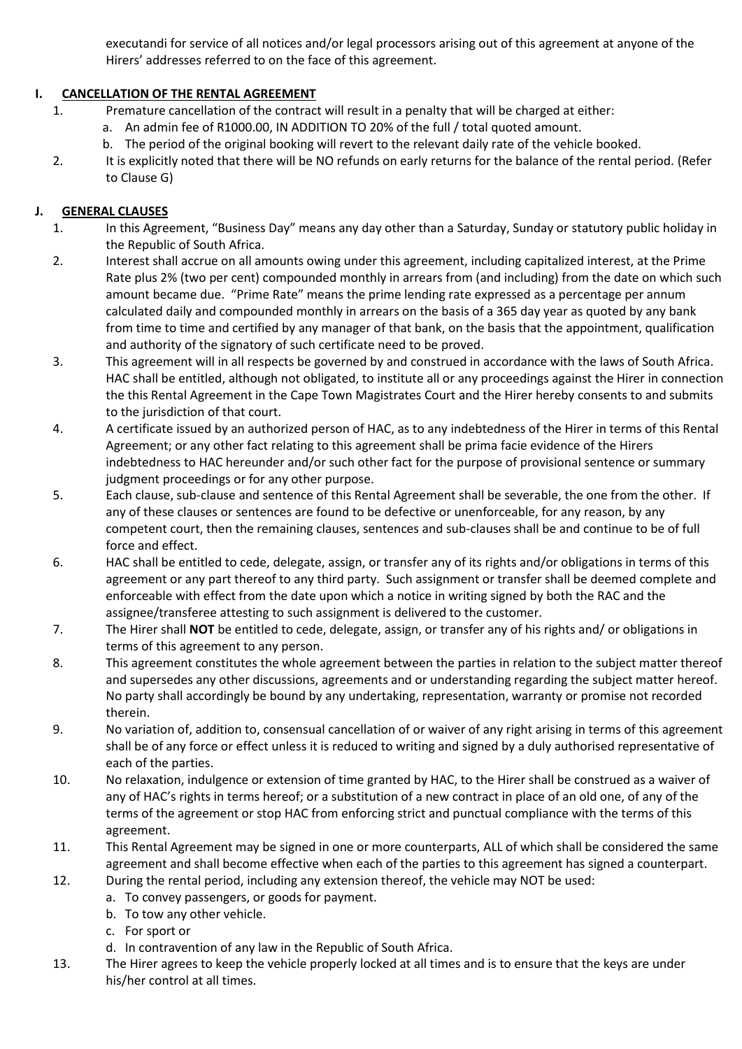executandi for service of all notices and/or legal processors arising out of this agreement at anyone of the Hirers' addresses referred to on the face of this agreement.

## I. CANCELLATION OF THE RENTAL AGREEMENT

1. Premature cancellation of the contract will result in a penalty that will be charged at either:
   a. An admin fee of R1000.00, IN ADDITION TO 20% of the full / total quoted amount.
   b. The period of the original booking will revert to the relevant daily rate of the vehicle booked.
2. It is explicitly noted that there will be NO refunds on early returns for the balance of the rental period. (Refer to Clause G)

## J. GENERAL CLAUSES

1. In this Agreement, "Business Day" means any day other than a Saturday, Sunday or statutory public holiday in the Republic of South Africa.
2. Interest shall accrue on all amounts owing under this agreement, including capitalized interest, at the Prime Rate plus 2% (two per cent) compounded monthly in arrears from (and including) from the date on which such amount became due. "Prime Rate" means the prime lending rate expressed as a percentage per annum calculated daily and compounded monthly in arrears on the basis of a 365 day year as quoted by any bank from time to time and certified by any manager of that bank, on the basis that the appointment, qualification and authority of the signatory of such certificate need to be proved.
3. This agreement will in all respects be governed by and construed in accordance with the laws of South Africa. HAC shall be entitled, although not obligated, to institute all or any proceedings against the Hirer in connection the this Rental Agreement in the Cape Town Magistrates Court and the Hirer hereby consents to and submits to the jurisdiction of that court.
4. A certificate issued by an authorized person of HAC, as to any indebtedness of the Hirer in terms of this Rental Agreement; or any other fact relating to this agreement shall be prima facie evidence of the Hirers indebtedness to HAC hereunder and/or such other fact for the purpose of provisional sentence or summary judgment proceedings or for any other purpose.
5. Each clause, sub-clause and sentence of this Rental Agreement shall be severable, the one from the other. If any of these clauses or sentences are found to be defective or unenforceable, for any reason, by any competent court, then the remaining clauses, sentences and sub-clauses shall be and continue to be of full force and effect.
6. HAC shall be entitled to cede, delegate, assign, or transfer any of its rights and/or obligations in terms of this agreement or any part thereof to any third party. Such assignment or transfer shall be deemed complete and enforceable with effect from the date upon which a notice in writing signed by both the RAC and the assignee/transferee attesting to such assignment is delivered to the customer.
7. The Hirer shall **NOT** be entitled to cede, delegate, assign, or transfer any of his rights and/ or obligations in terms of this agreement to any person.
8. This agreement constitutes the whole agreement between the parties in relation to the subject matter thereof and supersedes any other discussions, agreements and or understanding regarding the subject matter hereof. No party shall accordingly be bound by any undertaking, representation, warranty or promise not recorded therein.
9. No variation of, addition to, consensual cancellation of or waiver of any right arising in terms of this agreement shall be of any force or effect unless it is reduced to writing and signed by a duly authorised representative of each of the parties.
10. No relaxation, indulgence or extension of time granted by HAC, to the Hirer shall be construed as a waiver of any of HAC's rights in terms hereof; or a substitution of a new contract in place of an old one, of any of the terms of the agreement or stop HAC from enforcing strict and punctual compliance with the terms of this agreement.
11. This Rental Agreement may be signed in one or more counterparts, ALL of which shall be considered the same agreement and shall become effective when each of the parties to this agreement has signed a counterpart.
12. During the rental period, including any extension thereof, the vehicle may NOT be used:
    a. To convey passengers, or goods for payment.
    b. To tow any other vehicle.
    c. For sport or
    d. In contravention of any law in the Republic of South Africa.
13. The Hirer agrees to keep the vehicle properly locked at all times and is to ensure that the keys are under his/her control at all times.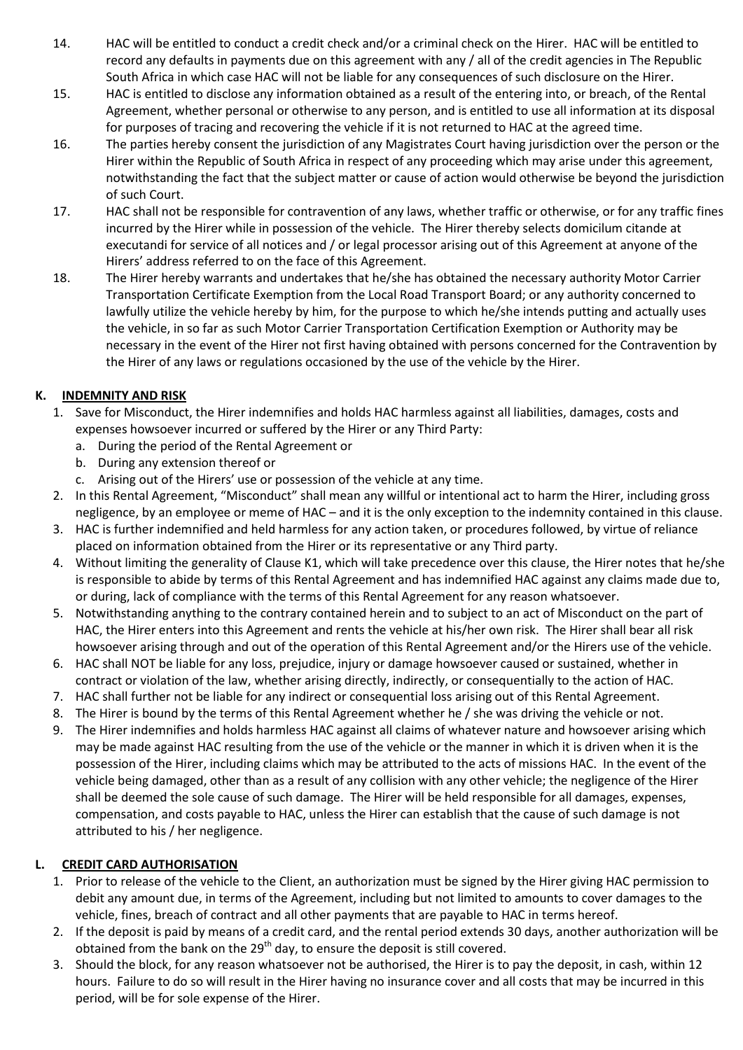14. HAC will be entitled to conduct a credit check and/or a criminal check on the Hirer. HAC will be entitled to record any defaults in payments due on this agreement with any / all of the credit agencies in The Republic South Africa in which case HAC will not be liable for any consequences of such disclosure on the Hirer.
15. HAC is entitled to disclose any information obtained as a result of the entering into, or breach, of the Rental Agreement, whether personal or otherwise to any person, and is entitled to use all information at its disposal for purposes of tracing and recovering the vehicle if it is not returned to HAC at the agreed time.
16. The parties hereby consent the jurisdiction of any Magistrates Court having jurisdiction over the person or the Hirer within the Republic of South Africa in respect of any proceeding which may arise under this agreement, notwithstanding the fact that the subject matter or cause of action would otherwise be beyond the jurisdiction of such Court.
17. HAC shall not be responsible for contravention of any laws, whether traffic or otherwise, or for any traffic fines incurred by the Hirer while in possession of the vehicle. The Hirer thereby selects domicilum citande at executandi for service of all notices and / or legal processor arising out of this Agreement at anyone of the Hirers' address referred to on the face of this Agreement.
18. The Hirer hereby warrants and undertakes that he/she has obtained the necessary authority Motor Carrier Transportation Certificate Exemption from the Local Road Transport Board; or any authority concerned to lawfully utilize the vehicle hereby by him, for the purpose to which he/she intends putting and actually uses the vehicle, in so far as such Motor Carrier Transportation Certification Exemption or Authority may be necessary in the event of the Hirer not first having obtained with persons concerned for the Contravention by the Hirer of any laws or regulations occasioned by the use of the vehicle by the Hirer.

## K. INDEMNITY AND RISK

1. Save for Misconduct, the Hirer indemnifies and holds HAC harmless against all liabilities, damages, costs and expenses howsoever incurred or suffered by the Hirer or any Third Party:
   a. During the period of the Rental Agreement or
   b. During any extension thereof or
   c. Arising out of the Hirers' use or possession of the vehicle at any time.
2. In this Rental Agreement, "Misconduct" shall mean any willful or intentional act to harm the Hirer, including gross negligence, by an employee or meme of HAC – and it is the only exception to the indemnity contained in this clause.
3. HAC is further indemnified and held harmless for any action taken, or procedures followed, by virtue of reliance placed on information obtained from the Hirer or its representative or any Third party.
4. Without limiting the generality of Clause K1, which will take precedence over this clause, the Hirer notes that he/she is responsible to abide by terms of this Rental Agreement and has indemnified HAC against any claims made due to, or during, lack of compliance with the terms of this Rental Agreement for any reason whatsoever.
5. Notwithstanding anything to the contrary contained herein and to subject to an act of Misconduct on the part of HAC, the Hirer enters into this Agreement and rents the vehicle at his/her own risk. The Hirer shall bear all risk howsoever arising through and out of the operation of this Rental Agreement and/or the Hirers use of the vehicle.
6. HAC shall NOT be liable for any loss, prejudice, injury or damage howsoever caused or sustained, whether in contract or violation of the law, whether arising directly, indirectly, or consequentially to the action of HAC.
7. HAC shall further not be liable for any indirect or consequential loss arising out of this Rental Agreement.
8. The Hirer is bound by the terms of this Rental Agreement whether he / she was driving the vehicle or not.
9. The Hirer indemnifies and holds harmless HAC against all claims of whatever nature and howsoever arising which may be made against HAC resulting from the use of the vehicle or the manner in which it is driven when it is the possession of the Hirer, including claims which may be attributed to the acts of missions HAC. In the event of the vehicle being damaged, other than as a result of any collision with any other vehicle; the negligence of the Hirer shall be deemed the sole cause of such damage. The Hirer will be held responsible for all damages, expenses, compensation, and costs payable to HAC, unless the Hirer can establish that the cause of such damage is not attributed to his / her negligence.

## L. CREDIT CARD AUTHORISATION

1. Prior to release of the vehicle to the Client, an authorization must be signed by the Hirer giving HAC permission to debit any amount due, in terms of the Agreement, including but not limited to amounts to cover damages to the vehicle, fines, breach of contract and all other payments that are payable to HAC in terms hereof.
2. If the deposit is paid by means of a credit card, and the rental period extends 30 days, another authorization will be obtained from the bank on the 29th day, to ensure the deposit is still covered.
3. Should the block, for any reason whatsoever not be authorised, the Hirer is to pay the deposit, in cash, within 12 hours. Failure to do so will result in the Hirer having no insurance cover and all costs that may be incurred in this period, will be for sole expense of the Hirer.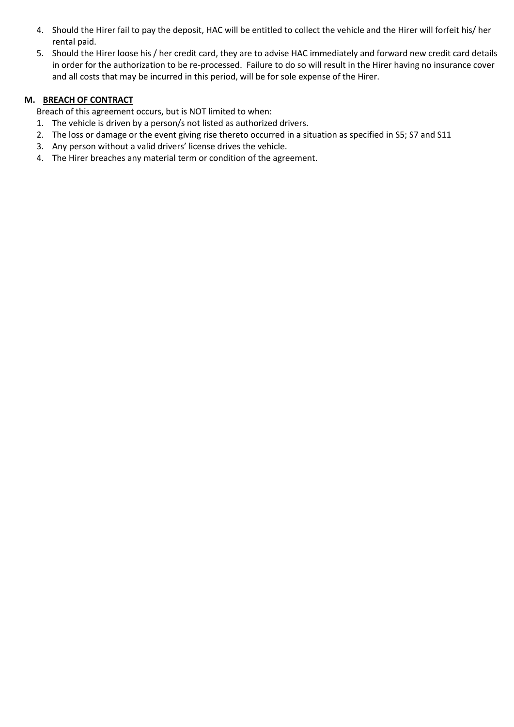4. Should the Hirer fail to pay the deposit, HAC will be entitled to collect the vehicle and the Hirer will forfeit his/ her rental paid.
5. Should the Hirer loose his / her credit card, they are to advise HAC immediately and forward new credit card details in order for the authorization to be re-processed. Failure to do so will result in the Hirer having no insurance cover and all costs that may be incurred in this period, will be for sole expense of the Hirer.

## M. <u>BREACH OF CONTRACT</u>

Breach of this agreement occurs, but is NOT limited to when:

1. The vehicle is driven by a person/s not listed as authorized drivers.
2. The loss or damage or the event giving rise thereto occurred in a situation as specified in S5; S7 and S11
3. Any person without a valid drivers' license drives the vehicle.
4. The Hirer breaches any material term or condition of the agreement.